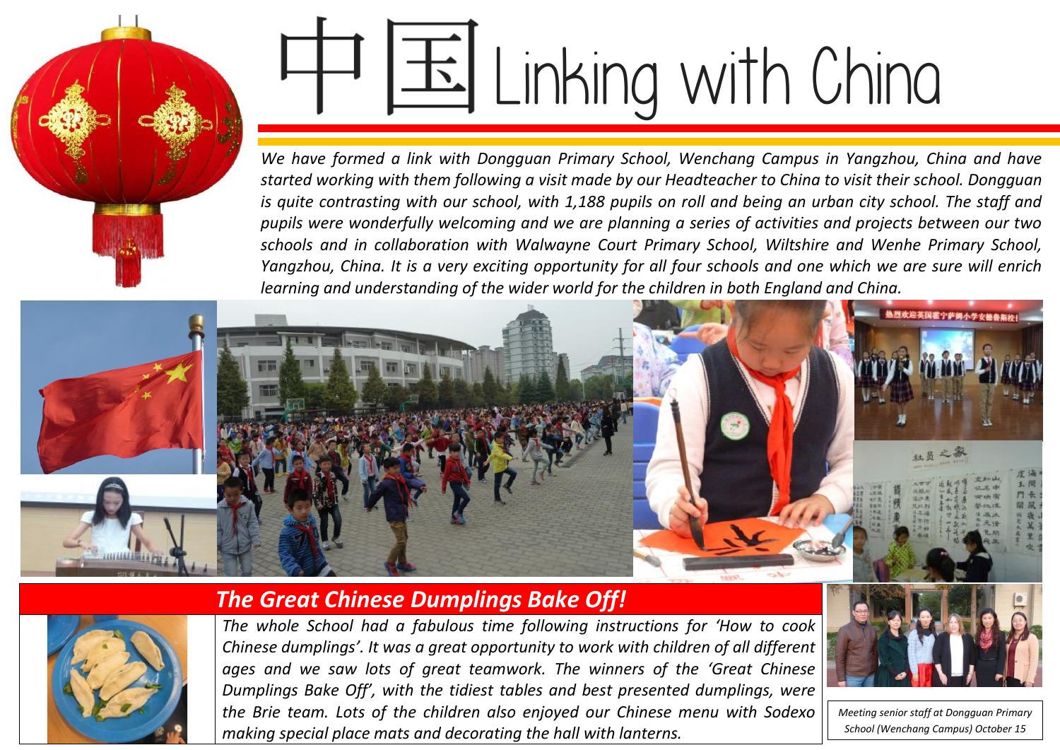# 中国 Linking with China

*We have formed a link with Dongguan Primary School, Wenchang Campus in Yangzhou, China and have started working with them following a visit made by our Headteacher to China to visit their school. Dongguan is quite contrasting with our school, with 1,188 pupils on roll and being an urban city school. The staff and pupils were wonderfully welcoming and we are planning a series of activities and projects between our two schools and in collaboration with Walwayne Court Primary School, Wiltshire and Wenhe Primary School, Yangzhou, China. It is a very exciting opportunity for all four schools and one which we are sure will enrich learning and understanding of the wider world for the children in both England and China.*

## *The Great Chinese Dumplings Bake Off!*

*The whole School had a fabulous time following instructions for 'How to cook Chinese dumplings'. It was a great opportunity to work with children of all different ages and we saw lots of great teamwork. The winners of the 'Great Chinese Dumplings Bake Off', with the tidiest tables and best presented dumplings, were the Brie team. Lots of the children also enjoyed our Chinese menu with Sodexo making special place mats and decorating the hall with lanterns.*

*Meeting senior staff at Dongguan Primary School (Wenchang Campus) October 15*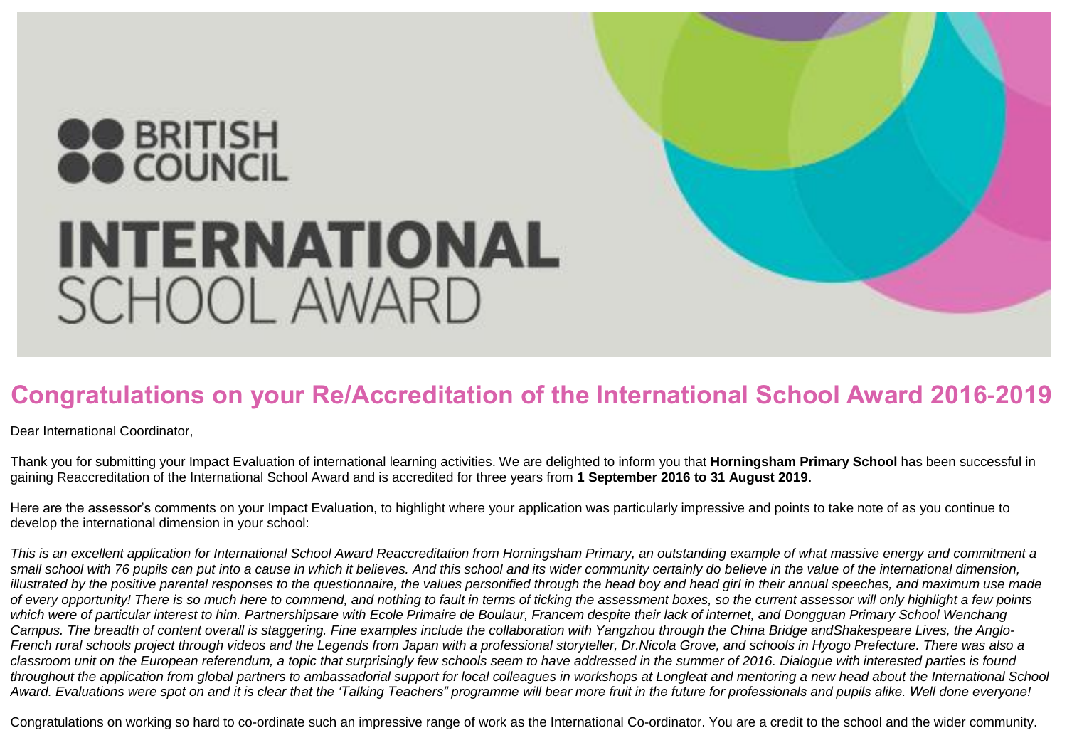BRITISH COUNCIL

INTERNATIONAL SCHOOL AWARD

## Congratulations on your Re/Accreditation of the International School Award 2016-2019

Dear International Coordinator,

Thank you for submitting your Impact Evaluation of international learning activities. We are delighted to inform you that **Horningsham Primary School** has been successful in gaining Reaccreditation of the International School Award and is accredited for three years from **1 September 2016 to 31 August 2019.**

Here are the assessor's comments on your Impact Evaluation, to highlight where your application was particularly impressive and points to take note of as you continue to develop the international dimension in your school:

*This is an excellent application for International School Award Reaccreditation from Horningsham Primary, an outstanding example of what massive energy and commitment a small school with 76 pupils can put into a cause in which it believes. And this school and its wider community certainly do believe in the value of the international dimension, illustrated by the positive parental responses to the questionnaire, the values personified through the head boy and head girl in their annual speeches, and maximum use made of every opportunity! There is so much here to commend, and nothing to fault in terms of ticking the assessment boxes, so the current assessor will only highlight a few points which were of particular interest to him. Partnershipsare with Ecole Primaire de Boulaur, Francem despite their lack of internet, and Dongguan Primary School Wenchang Campus. The breadth of content overall is staggering. Fine examples include the collaboration with Yangzhou through the China Bridge andShakespeare Lives, the Anglo-French rural schools project through videos and the Legends from Japan with a professional storyteller, Dr.Nicola Grove, and schools in Hyogo Prefecture. There was also a classroom unit on the European referendum, a topic that surprisingly few schools seem to have addressed in the summer of 2016. Dialogue with interested parties is found throughout the application from global partners to ambassadorial support for local colleagues in workshops at Longleat and mentoring a new head about the International School Award. Evaluations were spot on and it is clear that the 'Talking Teachers" programme will bear more fruit in the future for professionals and pupils alike. Well done everyone!*

Congratulations on working so hard to co-ordinate such an impressive range of work as the International Co-ordinator. You are a credit to the school and the wider community.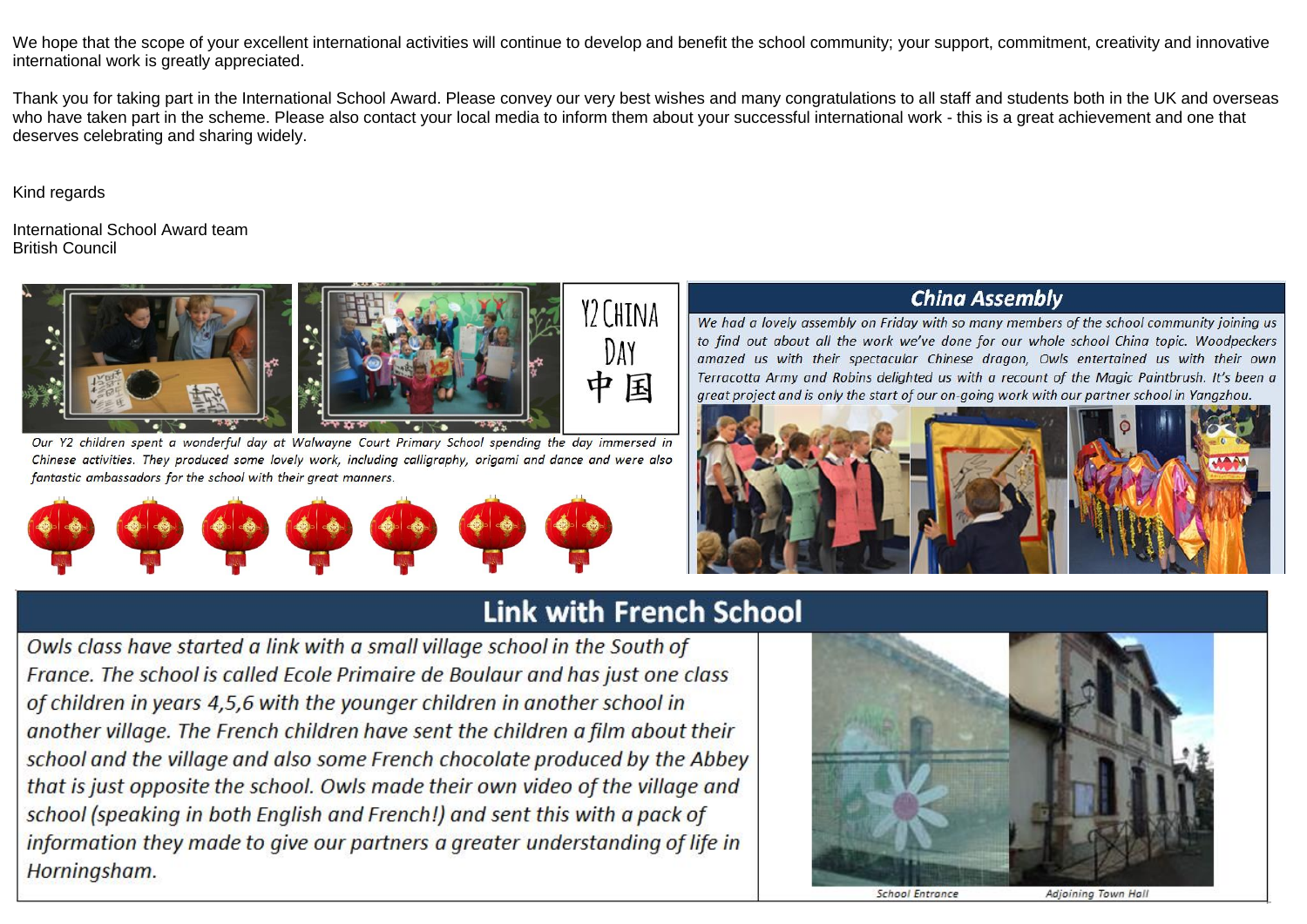We hope that the scope of your excellent international activities will continue to develop and benefit the school community; your support, commitment, creativity and innovative international work is greatly appreciated.

Thank you for taking part in the International School Award. Please convey our very best wishes and many congratulations to all staff and students both in the UK and overseas who have taken part in the scheme. Please also contact your local media to inform them about your successful international work - this is a great achievement and one that deserves celebrating and sharing widely.

Kind regards

International School Award team
British Council

Y2 CHINA DAY
中国

*Our Y2 children spent a wonderful day at Walwayne Court Primary School spending the day immersed in Chinese activities. They produced some lovely work, including calligraphy, origami and dance and were also fantastic ambassadors for the school with their great manners.*

## China Assembly

*We had a lovely assembly on Friday with so many members of the school community joining us to find out about all the work we've done for our whole school China topic. Woodpeckers amazed us with their spectacular Chinese dragon, Owls entertained us with their own Terracotta Army and Robins delighted us with a recount of the Magic Paintbrush. It's been a great project and is only the start of our on-going work with our partner school in Yangzhou.*

## Link with French School

*Owls class have started a link with a small village school in the South of France. The school is called Ecole Primaire de Boulaur and has just one class of children in years 4,5,6 with the younger children in another school in another village. The French children have sent the children a film about their school and the village and also some French chocolate produced by the Abbey that is just opposite the school. Owls made their own video of the village and school (speaking in both English and French!) and sent this with a pack of information they made to give our partners a greater understanding of life in Horningsham.*

*School Entrance*

*Adjoining Town Hall*